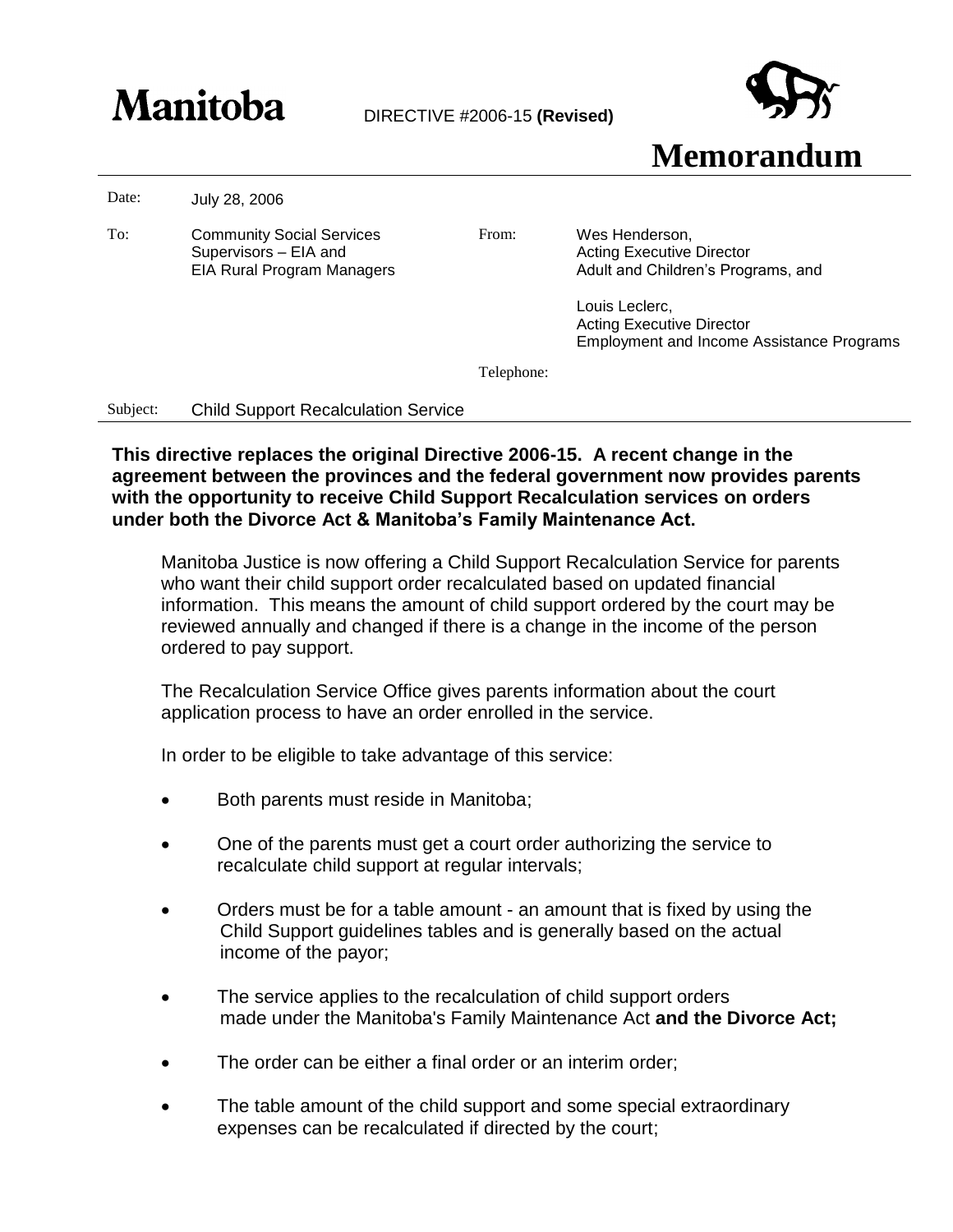**Manitoba** DIRECTIVE #2006-15 **(Revised)**

# Memorandum

| | | | |
|---|---|---|---|
| Date: | July 28, 2006 | | |
| To: | Community Social Services Supervisors – EIA and EIA Rural Program Managers | From: | Wes Henderson, Acting Executive Director Adult and Children's Programs, and<br><br>Louis Leclerc, Acting Executive Director Employment and Income Assistance Programs |
| | | Telephone: | |
| Subject: | Child Support Recalculation Service | | |

**This directive replaces the original Directive 2006-15. A recent change in the agreement between the provinces and the federal government now provides parents with the opportunity to receive Child Support Recalculation services on orders under both the Divorce Act & Manitoba's Family Maintenance Act.**

Manitoba Justice is now offering a Child Support Recalculation Service for parents who want their child support order recalculated based on updated financial information. This means the amount of child support ordered by the court may be reviewed annually and changed if there is a change in the income of the person ordered to pay support.

The Recalculation Service Office gives parents information about the court application process to have an order enrolled in the service.

In order to be eligible to take advantage of this service:

- Both parents must reside in Manitoba;
- One of the parents must get a court order authorizing the service to recalculate child support at regular intervals;
- Orders must be for a table amount - an amount that is fixed by using the Child Support guidelines tables and is generally based on the actual income of the payor;
- The service applies to the recalculation of child support orders made under the Manitoba's Family Maintenance Act **and the Divorce Act;**
- The order can be either a final order or an interim order;
- The table amount of the child support and some special extraordinary expenses can be recalculated if directed by the court;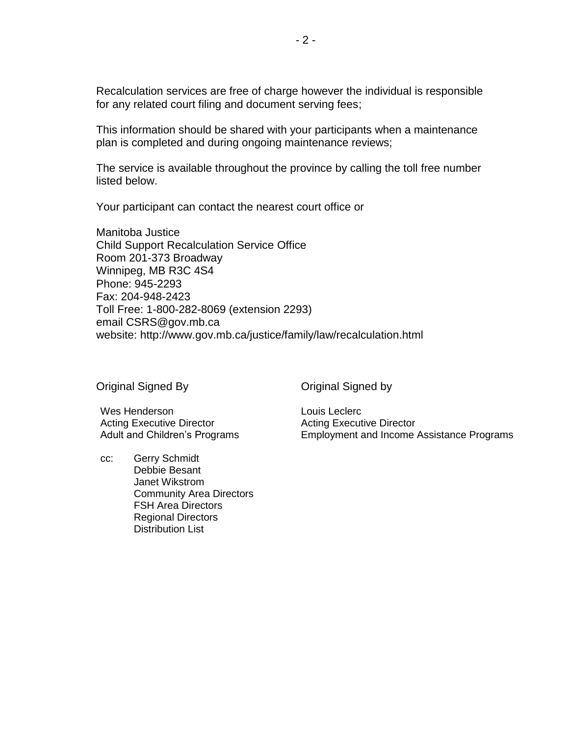Recalculation services are free of charge however the individual is responsible for any related court filing and document serving fees;

This information should be shared with your participants when a maintenance plan is completed and during ongoing maintenance reviews;

The service is available throughout the province by calling the toll free number listed below.

Your participant can contact the nearest court office or

Manitoba Justice
Child Support Recalculation Service Office
Room 201-373 Broadway
Winnipeg, MB R3C 4S4
Phone: 945-2293
Fax: 204-948-2423
Toll Free: 1-800-282-8069 (extension 2293)
email CSRS@gov.mb.ca
website: http://www.gov.mb.ca/justice/family/law/recalculation.html

Original Signed By

Wes Henderson
Acting Executive Director
Adult and Children's Programs

Original Signed by

Louis Leclerc
Acting Executive Director
Employment and Income Assistance Programs

cc: Gerry Schmidt
Debbie Besant
Janet Wikstrom
Community Area Directors
FSH Area Directors
Regional Directors
Distribution List